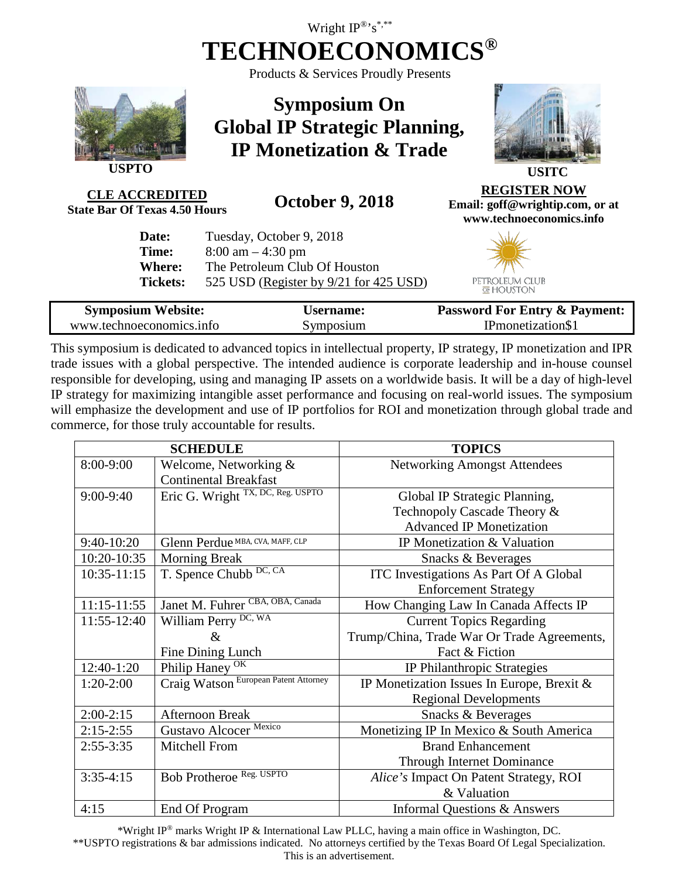Wright IP®'s[*,**]

# TECHNOECONOMICS®

Products & Services Proudly Presents

## Symposium On Global IP Strategic Planning, IP Monetization & Trade

USPTO

USITC

**CLE ACCREDITED**
**State Bar Of Texas 4.50 Hours**

## October 9, 2018

**REGISTER NOW**
**Email: goff@wrightip.com, or at www.technoeconomics.info**

**Date:** Tuesday, October 9, 2018
**Time:** 8:00 am – 4:30 pm
**Where:** The Petroleum Club Of Houston
**Tickets:** 525 USD (Register by 9/21 for 425 USD)

PETROLEUM CLUB OF HOUSTON

| Symposium Website: | Username: | Password For Entry & Payment: |
|---|---|---|
| www.technoeconomics.info | Symposium | IPmonetization$1 |

This symposium is dedicated to advanced topics in intellectual property, IP strategy, IP monetization and IPR trade issues with a global perspective. The intended audience is corporate leadership and in-house counsel responsible for developing, using and managing IP assets on a worldwide basis. It will be a day of high-level IP strategy for maximizing intangible asset performance and focusing on real-world issues. The symposium will emphasize the development and use of IP portfolios for ROI and monetization through global trade and commerce, for those truly accountable for results.

| SCHEDULE | | TOPICS |
|---|---|---|
| 8:00-9:00 | Welcome, Networking & Continental Breakfast | Networking Amongst Attendees |
| 9:00-9:40 | Eric G. Wright [TX, DC, Reg. USPTO] | Global IP Strategic Planning, Technopoly Cascade Theory & Advanced IP Monetization |
| 9:40-10:20 | Glenn Perdue [MBA, CVA, MAFF, CLP] | IP Monetization & Valuation |
| 10:20-10:35 | Morning Break | Snacks & Beverages |
| 10:35-11:15 | T. Spence Chubb [DC, CA] | ITC Investigations As Part Of A Global Enforcement Strategy |
| 11:15-11:55 | Janet M. Fuhrer [CBA, OBA, Canada] | How Changing Law In Canada Affects IP |
| 11:55-12:40 | William Perry [DC, WA] & Fine Dining Lunch | Current Topics Regarding Trump/China, Trade War Or Trade Agreements, Fact & Fiction |
| 12:40-1:20 | Philip Haney [OK] | IP Philanthropic Strategies |
| 1:20-2:00 | Craig Watson [European Patent Attorney] | IP Monetization Issues In Europe, Brexit & Regional Developments |
| 2:00-2:15 | Afternoon Break | Snacks & Beverages |
| 2:15-2:55 | Gustavo Alcocer [Mexico] | Monetizing IP In Mexico & South America |
| 2:55-3:35 | Mitchell From | Brand Enhancement Through Internet Dominance |
| 3:35-4:15 | Bob Protheroe [Reg. USPTO] | *Alice's* Impact On Patent Strategy, ROI & Valuation |
| 4:15 | End Of Program | Informal Questions & Answers |

*Wright IP® marks Wright IP & International Law PLLC, having a main office in Washington, DC.
**USPTO registrations & bar admissions indicated. No attorneys certified by the Texas Board Of Legal Specialization.
This is an advertisement.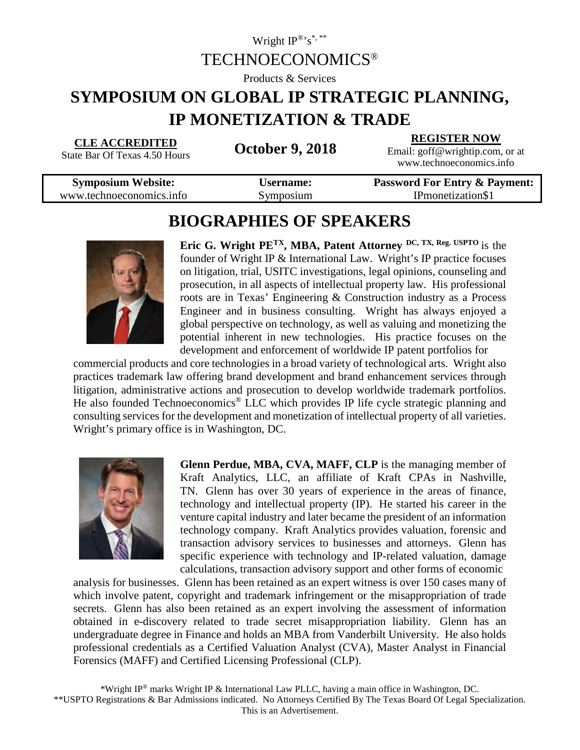Wright IP®'s*, **

TECHNOECONOMICS®

Products & Services

# SYMPOSIUM ON GLOBAL IP STRATEGIC PLANNING, IP MONETIZATION & TRADE

**CLE ACCREDITED**
State Bar Of Texas 4.50 Hours

**October 9, 2018**

**REGISTER NOW**
Email: goff@wrightip.com, or at www.technoeconomics.info

| Symposium Website: | Username: | Password For Entry & Payment: |
|---|---|---|
| www.technoeconomics.info | Symposium | IPmonetization$1 |

## BIOGRAPHIES OF SPEAKERS

**Eric G. Wright PE[TX], MBA, Patent Attorney [DC, TX, Reg. USPTO]** is the founder of Wright IP & International Law. Wright's IP practice focuses on litigation, trial, USITC investigations, legal opinions, counseling and prosecution, in all aspects of intellectual property law. His professional roots are in Texas' Engineering & Construction industry as a Process Engineer and in business consulting. Wright has always enjoyed a global perspective on technology, as well as valuing and monetizing the potential inherent in new technologies. His practice focuses on the development and enforcement of worldwide IP patent portfolios for commercial products and core technologies in a broad variety of technological arts. Wright also practices trademark law offering brand development and brand enhancement services through litigation, administrative actions and prosecution to develop worldwide trademark portfolios. He also founded Technoeconomics® LLC which provides IP life cycle strategic planning and consulting services for the development and monetization of intellectual property of all varieties. Wright's primary office is in Washington, DC.

**Glenn Perdue, MBA, CVA, MAFF, CLP** is the managing member of Kraft Analytics, LLC, an affiliate of Kraft CPAs in Nashville, TN. Glenn has over 30 years of experience in the areas of finance, technology and intellectual property (IP). He started his career in the venture capital industry and later became the president of an information technology company. Kraft Analytics provides valuation, forensic and transaction advisory services to businesses and attorneys. Glenn has specific experience with technology and IP-related valuation, damage calculations, transaction advisory support and other forms of economic analysis for businesses. Glenn has been retained as an expert witness is over 150 cases many of which involve patent, copyright and trademark infringement or the misappropriation of trade secrets. Glenn has also been retained as an expert involving the assessment of information obtained in e-discovery related to trade secret misappropriation liability. Glenn has an undergraduate degree in Finance and holds an MBA from Vanderbilt University. He also holds professional credentials as a Certified Valuation Analyst (CVA), Master Analyst in Financial Forensics (MAFF) and Certified Licensing Professional (CLP).

*Wright IP® marks Wright IP & International Law PLLC, having a main office in Washington, DC.
**USPTO Registrations & Bar Admissions indicated. No Attorneys Certified By The Texas Board Of Legal Specialization.
This is an Advertisement.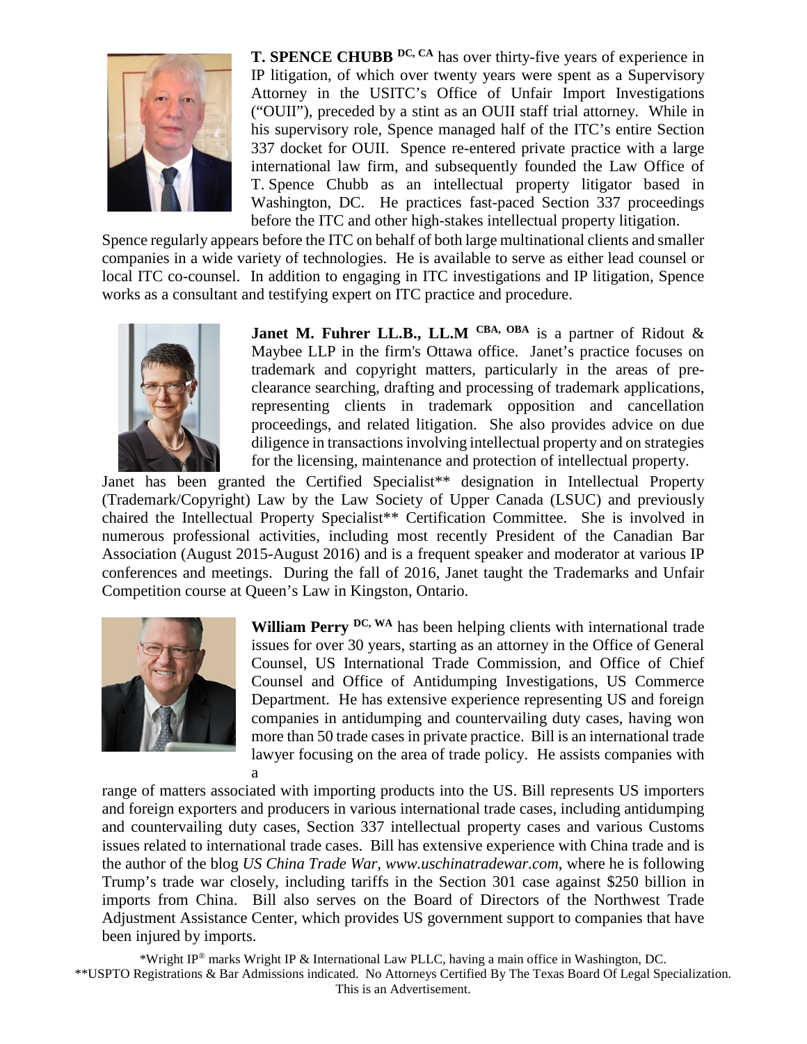**T. SPENCE CHUBB** [DC, CA] has over thirty-five years of experience in IP litigation, of which over twenty years were spent as a Supervisory Attorney in the USITC's Office of Unfair Import Investigations ("OUII"), preceded by a stint as an OUII staff trial attorney. While in his supervisory role, Spence managed half of the ITC's entire Section 337 docket for OUII. Spence re-entered private practice with a large international law firm, and subsequently founded the Law Office of T. Spence Chubb as an intellectual property litigator based in Washington, DC. He practices fast-paced Section 337 proceedings before the ITC and other high-stakes intellectual property litigation.

Spence regularly appears before the ITC on behalf of both large multinational clients and smaller companies in a wide variety of technologies. He is available to serve as either lead counsel or local ITC co-counsel. In addition to engaging in ITC investigations and IP litigation, Spence works as a consultant and testifying expert on ITC practice and procedure.

**Janet M. Fuhrer LL.B., LL.M** [CBA, OBA] is a partner of Ridout & Maybee LLP in the firm's Ottawa office. Janet's practice focuses on trademark and copyright matters, particularly in the areas of pre-clearance searching, drafting and processing of trademark applications, representing clients in trademark opposition and cancellation proceedings, and related litigation. She also provides advice on due diligence in transactions involving intellectual property and on strategies for the licensing, maintenance and protection of intellectual property.

Janet has been granted the Certified Specialist** designation in Intellectual Property (Trademark/Copyright) Law by the Law Society of Upper Canada (LSUC) and previously chaired the Intellectual Property Specialist** Certification Committee. She is involved in numerous professional activities, including most recently President of the Canadian Bar Association (August 2015-August 2016) and is a frequent speaker and moderator at various IP conferences and meetings. During the fall of 2016, Janet taught the Trademarks and Unfair Competition course at Queen's Law in Kingston, Ontario.

**William Perry** [DC, WA] has been helping clients with international trade issues for over 30 years, starting as an attorney in the Office of General Counsel, US International Trade Commission, and Office of Chief Counsel and Office of Antidumping Investigations, US Commerce Department. He has extensive experience representing US and foreign companies in antidumping and countervailing duty cases, having won more than 50 trade cases in private practice. Bill is an international trade lawyer focusing on the area of trade policy. He assists companies with a range of matters associated with importing products into the US. Bill represents US importers and foreign exporters and producers in various international trade cases, including antidumping and countervailing duty cases, Section 337 intellectual property cases and various Customs issues related to international trade cases. Bill has extensive experience with China trade and is the author of the blog *US China Trade War*, *www.uschinatradewar.com*, where he is following Trump's trade war closely, including tariffs in the Section 301 case against $250 billion in imports from China. Bill also serves on the Board of Directors of the Northwest Trade Adjustment Assistance Center, which provides US government support to companies that have been injured by imports.

*Wright IP® marks Wright IP & International Law PLLC, having a main office in Washington, DC.
**USPTO Registrations & Bar Admissions indicated. No Attorneys Certified By The Texas Board Of Legal Specialization.
This is an Advertisement.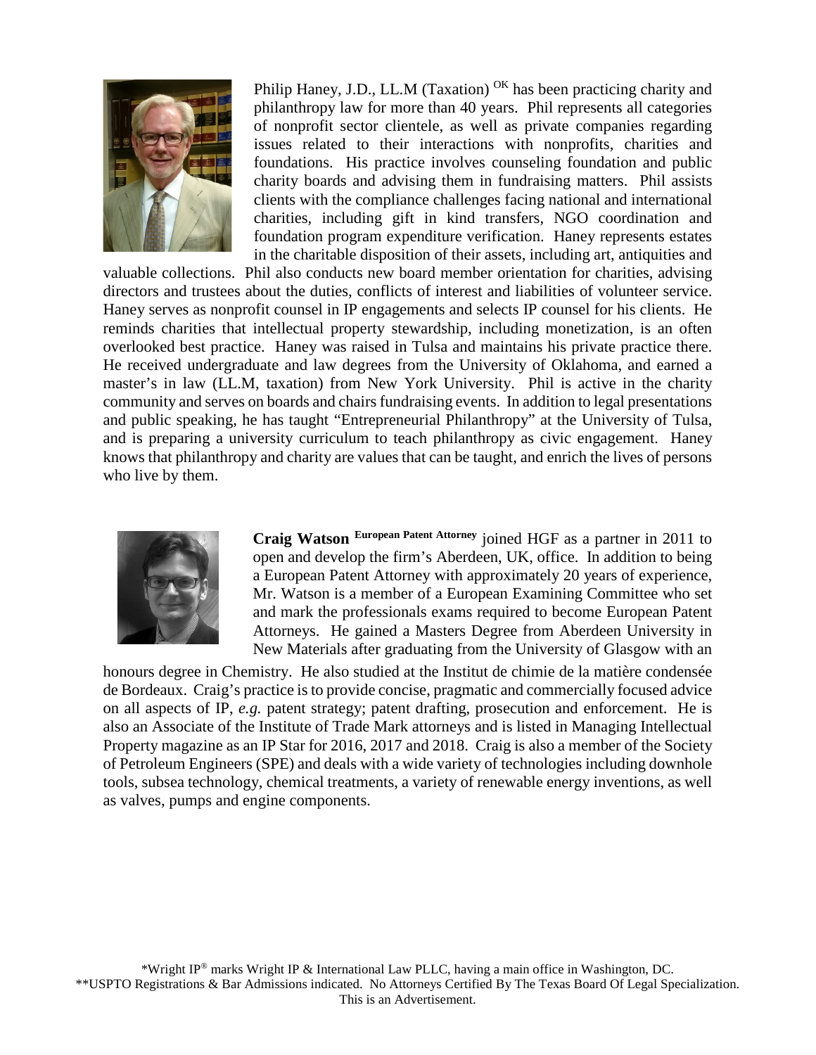Philip Haney, J.D., LL.M (Taxation) [OK] has been practicing charity and philanthropy law for more than 40 years. Phil represents all categories of nonprofit sector clientele, as well as private companies regarding issues related to their interactions with nonprofits, charities and foundations. His practice involves counseling foundation and public charity boards and advising them in fundraising matters. Phil assists clients with the compliance challenges facing national and international charities, including gift in kind transfers, NGO coordination and foundation program expenditure verification. Haney represents estates in the charitable disposition of their assets, including art, antiquities and valuable collections. Phil also conducts new board member orientation for charities, advising directors and trustees about the duties, conflicts of interest and liabilities of volunteer service. Haney serves as nonprofit counsel in IP engagements and selects IP counsel for his clients. He reminds charities that intellectual property stewardship, including monetization, is an often overlooked best practice. Haney was raised in Tulsa and maintains his private practice there. He received undergraduate and law degrees from the University of Oklahoma, and earned a master's in law (LL.M, taxation) from New York University. Phil is active in the charity community and serves on boards and chairs fundraising events. In addition to legal presentations and public speaking, he has taught "Entrepreneurial Philanthropy" at the University of Tulsa, and is preparing a university curriculum to teach philanthropy as civic engagement. Haney knows that philanthropy and charity are values that can be taught, and enrich the lives of persons who live by them.

**Craig Watson** [European Patent Attorney] joined HGF as a partner in 2011 to open and develop the firm's Aberdeen, UK, office. In addition to being a European Patent Attorney with approximately 20 years of experience, Mr. Watson is a member of a European Examining Committee who set and mark the professionals exams required to become European Patent Attorneys. He gained a Masters Degree from Aberdeen University in New Materials after graduating from the University of Glasgow with an honours degree in Chemistry. He also studied at the Institut de chimie de la matière condensée de Bordeaux. Craig's practice is to provide concise, pragmatic and commercially focused advice on all aspects of IP, *e.g.* patent strategy; patent drafting, prosecution and enforcement. He is also an Associate of the Institute of Trade Mark attorneys and is listed in Managing Intellectual Property magazine as an IP Star for 2016, 2017 and 2018. Craig is also a member of the Society of Petroleum Engineers (SPE) and deals with a wide variety of technologies including downhole tools, subsea technology, chemical treatments, a variety of renewable energy inventions, as well as valves, pumps and engine components.

*Wright IP® marks Wright IP & International Law PLLC, having a main office in Washington, DC.
**USPTO Registrations & Bar Admissions indicated. No Attorneys Certified By The Texas Board Of Legal Specialization.
This is an Advertisement.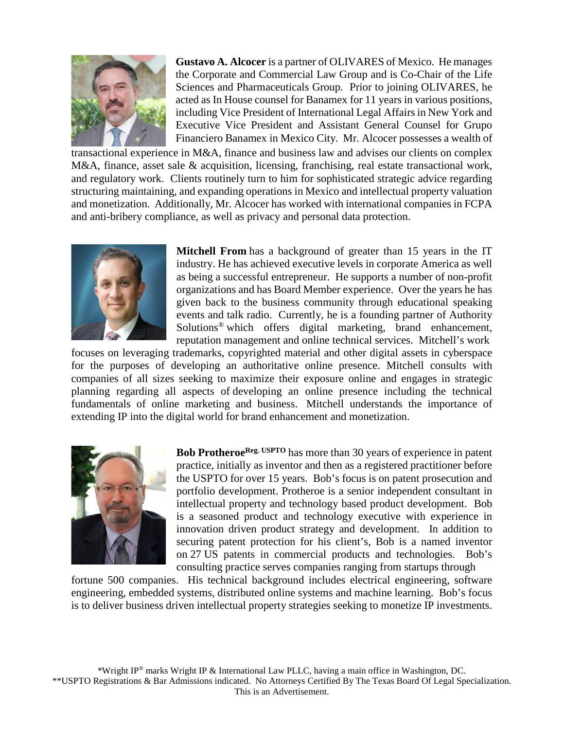**Gustavo A. Alcocer** is a partner of OLIVARES of Mexico. He manages the Corporate and Commercial Law Group and is Co-Chair of the Life Sciences and Pharmaceuticals Group. Prior to joining OLIVARES, he acted as In House counsel for Banamex for 11 years in various positions, including Vice President of International Legal Affairs in New York and Executive Vice President and Assistant General Counsel for Grupo Financiero Banamex in Mexico City. Mr. Alcocer possesses a wealth of transactional experience in M&A, finance and business law and advises our clients on complex M&A, finance, asset sale & acquisition, licensing, franchising, real estate transactional work, and regulatory work. Clients routinely turn to him for sophisticated strategic advice regarding structuring maintaining, and expanding operations in Mexico and intellectual property valuation and monetization. Additionally, Mr. Alcocer has worked with international companies in FCPA and anti-bribery compliance, as well as privacy and personal data protection.

**Mitchell From** has a background of greater than 15 years in the IT industry. He has achieved executive levels in corporate America as well as being a successful entrepreneur. He supports a number of non-profit organizations and has Board Member experience. Over the years he has given back to the business community through educational speaking events and talk radio. Currently, he is a founding partner of Authority Solutions® which offers digital marketing, brand enhancement, reputation management and online technical services. Mitchell's work focuses on leveraging trademarks, copyrighted material and other digital assets in cyberspace for the purposes of developing an authoritative online presence. Mitchell consults with companies of all sizes seeking to maximize their exposure online and engages in strategic planning regarding all aspects of developing an online presence including the technical fundamentals of online marketing and business. Mitchell understands the importance of extending IP into the digital world for brand enhancement and monetization.

**Bob Protheroe**Reg. USPTO has more than 30 years of experience in patent practice, initially as inventor and then as a registered practitioner before the USPTO for over 15 years. Bob's focus is on patent prosecution and portfolio development. Protheroe is a senior independent consultant in intellectual property and technology based product development. Bob is a seasoned product and technology executive with experience in innovation driven product strategy and development. In addition to securing patent protection for his client's, Bob is a named inventor on 27 US patents in commercial products and technologies. Bob's consulting practice serves companies ranging from startups through fortune 500 companies. His technical background includes electrical engineering, software engineering, embedded systems, distributed online systems and machine learning. Bob's focus is to deliver business driven intellectual property strategies seeking to monetize IP investments.

*Wright IP® marks Wright IP & International Law PLLC, having a main office in Washington, DC.
**USPTO Registrations & Bar Admissions indicated. No Attorneys Certified By The Texas Board Of Legal Specialization.
This is an Advertisement.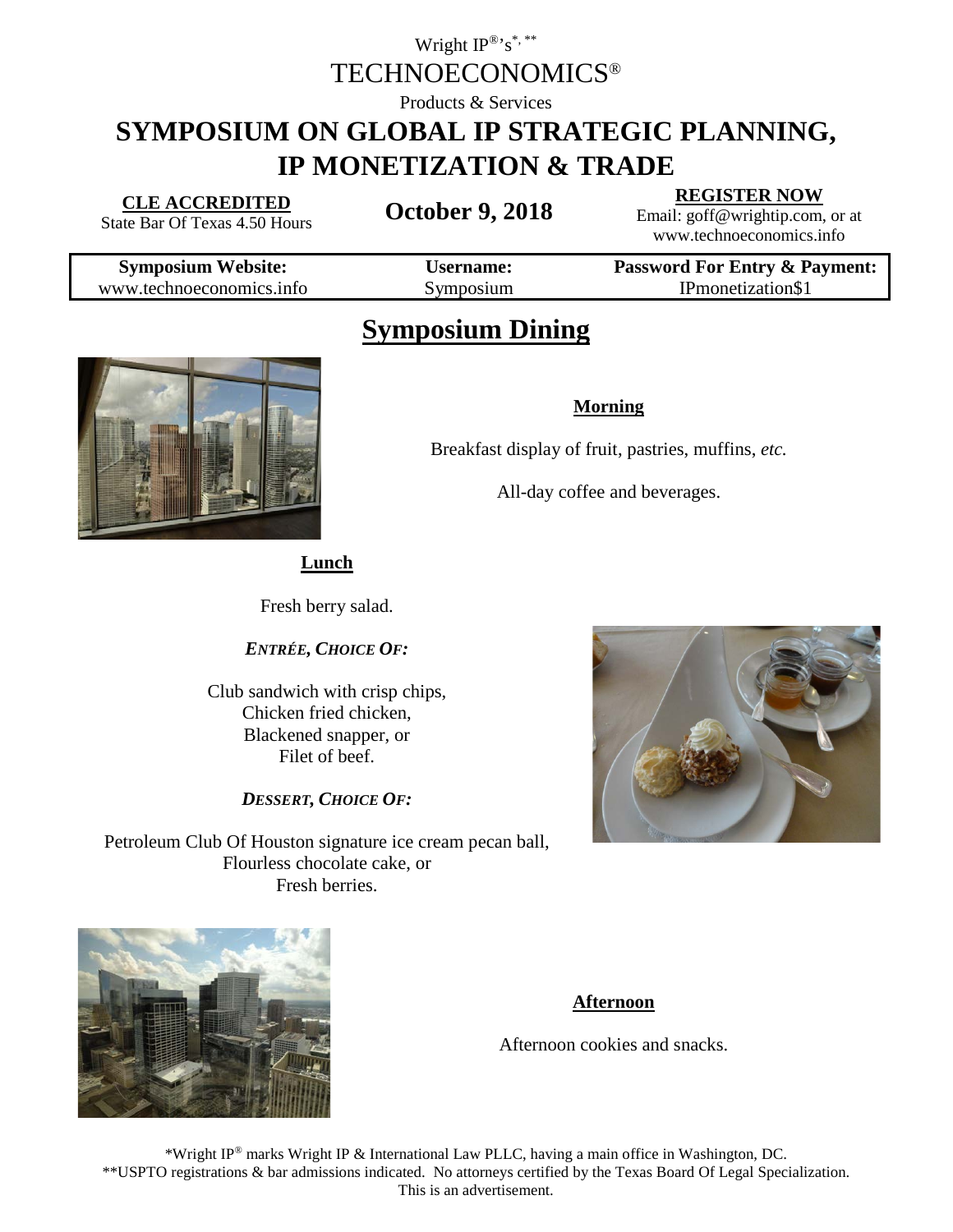Wright IP®'s*, **

TECHNOECONOMICS®

Products & Services

# SYMPOSIUM ON GLOBAL IP STRATEGIC PLANNING, IP MONETIZATION & TRADE

**CLE ACCREDITED**
State Bar Of Texas 4.50 Hours

**October 9, 2018**

**REGISTER NOW**
Email: goff@wrightip.com, or at www.technoeconomics.info

| Symposium Website: | Username: | Password For Entry & Payment: |
|---|---|---|
| www.technoeconomics.info | Symposium | IPmonetization$1 |

## Symposium Dining

**Morning**

Breakfast display of fruit, pastries, muffins, *etc.*

All-day coffee and beverages.

**Lunch**

Fresh berry salad.

***ENTRÉE, CHOICE OF:***

Club sandwich with crisp chips,
Chicken fried chicken,
Blackened snapper, or
Filet of beef.

***DESSERT, CHOICE OF:***

Petroleum Club Of Houston signature ice cream pecan ball,
Flourless chocolate cake, or
Fresh berries.

**Afternoon**

Afternoon cookies and snacks.

*Wright IP® marks Wright IP & International Law PLLC, having a main office in Washington, DC.
**USPTO registrations & bar admissions indicated. No attorneys certified by the Texas Board Of Legal Specialization.
This is an advertisement.